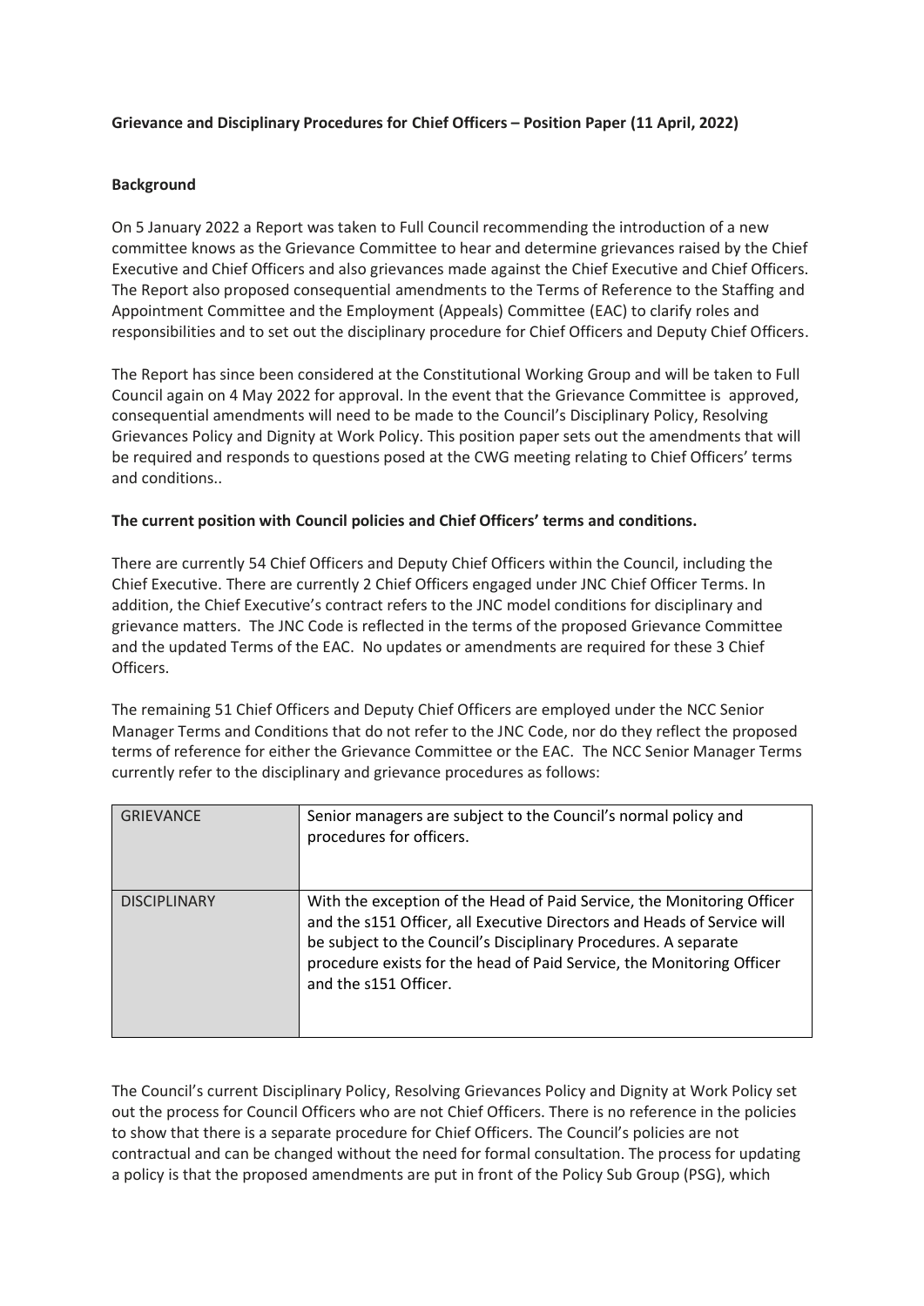**Grievance and Disciplinary Procedures for Chief Officers – Position Paper (11 April, 2022)**

**Background**

On 5 January 2022 a Report was taken to Full Council recommending the introduction of a new committee knows as the Grievance Committee to hear and determine grievances raised by the Chief Executive and Chief Officers and also grievances made against the Chief Executive and Chief Officers. The Report also proposed consequential amendments to the Terms of Reference to the Staffing and Appointment Committee and the Employment (Appeals) Committee (EAC) to clarify roles and responsibilities and to set out the disciplinary procedure for Chief Officers and Deputy Chief Officers.

The Report has since been considered at the Constitutional Working Group and will be taken to Full Council again on 4 May 2022 for approval. In the event that the Grievance Committee is approved, consequential amendments will need to be made to the Council's Disciplinary Policy, Resolving Grievances Policy and Dignity at Work Policy. This position paper sets out the amendments that will be required and responds to questions posed at the CWG meeting relating to Chief Officers' terms and conditions..

**The current position with Council policies and Chief Officers' terms and conditions.**

There are currently 54 Chief Officers and Deputy Chief Officers within the Council, including the Chief Executive. There are currently 2 Chief Officers engaged under JNC Chief Officer Terms. In addition, the Chief Executive's contract refers to the JNC model conditions for disciplinary and grievance matters. The JNC Code is reflected in the terms of the proposed Grievance Committee and the updated Terms of the EAC. No updates or amendments are required for these 3 Chief Officers.

The remaining 51 Chief Officers and Deputy Chief Officers are employed under the NCC Senior Manager Terms and Conditions that do not refer to the JNC Code, nor do they reflect the proposed terms of reference for either the Grievance Committee or the EAC. The NCC Senior Manager Terms currently refer to the disciplinary and grievance procedures as follows:

| | |
|---|---|
| GRIEVANCE | Senior managers are subject to the Council's normal policy and procedures for officers. |
| DISCIPLINARY | With the exception of the Head of Paid Service, the Monitoring Officer and the s151 Officer, all Executive Directors and Heads of Service will be subject to the Council's Disciplinary Procedures. A separate procedure exists for the head of Paid Service, the Monitoring Officer and the s151 Officer. |

The Council's current Disciplinary Policy, Resolving Grievances Policy and Dignity at Work Policy set out the process for Council Officers who are not Chief Officers. There is no reference in the policies to show that there is a separate procedure for Chief Officers. The Council's policies are not contractual and can be changed without the need for formal consultation. The process for updating a policy is that the proposed amendments are put in front of the Policy Sub Group (PSG), which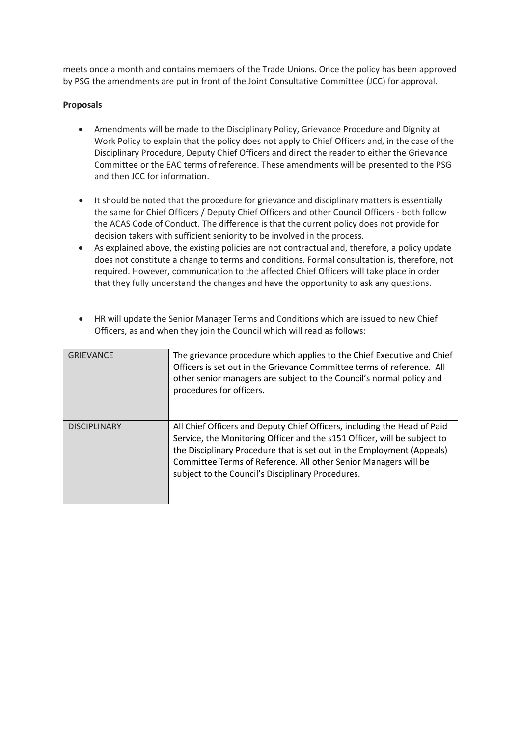meets once a month and contains members of the Trade Unions. Once the policy has been approved by PSG the amendments are put in front of the Joint Consultative Committee (JCC) for approval.

**Proposals**

- Amendments will be made to the Disciplinary Policy, Grievance Procedure and Dignity at Work Policy to explain that the policy does not apply to Chief Officers and, in the case of the Disciplinary Procedure, Deputy Chief Officers and direct the reader to either the Grievance Committee or the EAC terms of reference. These amendments will be presented to the PSG and then JCC for information.
- It should be noted that the procedure for grievance and disciplinary matters is essentially the same for Chief Officers / Deputy Chief Officers and other Council Officers - both follow the ACAS Code of Conduct. The difference is that the current policy does not provide for decision takers with sufficient seniority to be involved in the process.
- As explained above, the existing policies are not contractual and, therefore, a policy update does not constitute a change to terms and conditions. Formal consultation is, therefore, not required. However, communication to the affected Chief Officers will take place in order that they fully understand the changes and have the opportunity to ask any questions.
- HR will update the Senior Manager Terms and Conditions which are issued to new Chief Officers, as and when they join the Council which will read as follows:

| | |
|---|---|
| GRIEVANCE | The grievance procedure which applies to the Chief Executive and Chief Officers is set out in the Grievance Committee terms of reference. All other senior managers are subject to the Council's normal policy and procedures for officers. |
| DISCIPLINARY | All Chief Officers and Deputy Chief Officers, including the Head of Paid Service, the Monitoring Officer and the s151 Officer, will be subject to the Disciplinary Procedure that is set out in the Employment (Appeals) Committee Terms of Reference. All other Senior Managers will be subject to the Council's Disciplinary Procedures. |